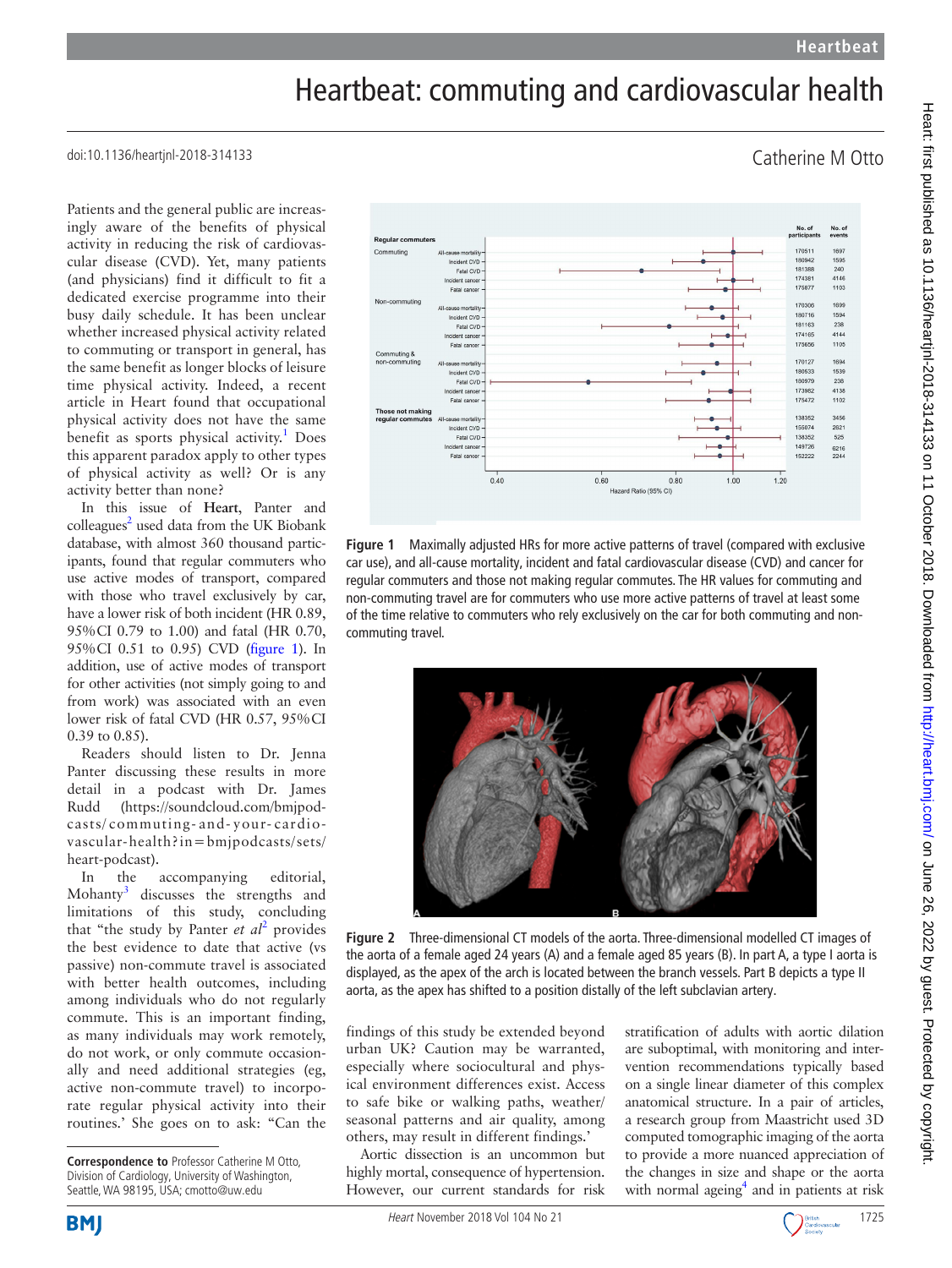# Heartbeat: commuting and cardiovascular health

doi:10.1136/heartjnl-2018-314133

Catherine M Otto

Patients and the general public are increasingly aware of the benefits of physical activity in reducing the risk of cardiovascular disease (CVD). Yet, many patients (and physicians) find it difficult to fit a dedicated exercise programme into their busy daily schedule. It has been unclear whether increased physical activity related to commuting or transport in general, has the same benefit as longer blocks of leisure time physical activity. Indeed, a recent article in Heart found that occupational physical activity does not have the same benefit as sports physical activity.[1] Does this apparent paradox apply to other types of physical activity as well? Or is any activity better than none?

In this issue of **Heart**, Panter and colleagues[2] used data from the UK Biobank database, with almost 360 thousand participants, found that regular commuters who use active modes of transport, compared with those who travel exclusively by car, have a lower risk of both incident (HR 0.89, 95% CI 0.79 to 1.00) and fatal (HR 0.70, 95% CI 0.51 to 0.95) CVD (figure 1). In addition, use of active modes of transport for other activities (not simply going to and from work) was associated with an even lower risk of fatal CVD (HR 0.57, 95% CI 0.39 to 0.85).

Readers should listen to Dr. Jenna Panter discussing these results in more detail in a podcast with Dr. James Rudd (https://soundcloud.com/bmjpodcasts/commuting-and-your-cardiovascular-health?in=bmjpodcasts/sets/heart-podcast).

In the accompanying editorial, Mohanty[3] discusses the strengths and limitations of this study, concluding that "the study by Panter *et al*[2] provides the best evidence to date that active (vs passive) non-commute travel is associated with better health outcomes, including among individuals who do not regularly commute. This is an important finding, as many individuals may work remotely, do not work, or only commute occasionally and need additional strategies (eg, active non-commute travel) to incorporate regular physical activity into their routines.' She goes on to ask: "Can the findings of this study be extended beyond urban UK? Caution may be warranted, especially where sociocultural and physical environment differences exist. Access to safe bike or walking paths, weather/seasonal patterns and air quality, among others, may result in different findings.'

| | | No. of participants | No. of events |
|---|---|---|---|
| **Regular commuters** | | | |
| Commuting | All-cause mortality | 170511 | 1697 |
| | Incident CVD | 180942 | 1595 |
| | Fatal CVD | 181388 | 240 |
| | Incident cancer | 174381 | 4146 |
| | Fatal cancer | 175877 | 1103 |
| Non-commuting | All-cause mortality | 170306 | 1699 |
| | Incident CVD | 180716 | 1594 |
| | Fatal CVD | 181163 | 238 |
| | Incident cancer | 174165 | 4144 |
| | Fatal cancer | 175656 | 1105 |
| Commuting & non-commuting | All-cause mortality | 170127 | 1694 |
| | Incident CVD | 180533 | 1539 |
| | Fatal CVD | 180979 | 238 |
| | Incident cancer | 173982 | 4138 |
| | Fatal cancer | 175472 | 1102 |
| **Those not making regular commutes** | All-cause mortality | 138352 | 3456 |
| | Incident CVD | 155074 | 2821 |
| | Fatal CVD | 138352 | 525 |
| | Incident cancer | 149726 | 6216 |
| | Fatal cancer | 152222 | 2244 |

Hazard Ratio (95% CI)

Figure 1 Maximally adjusted HRs for more active patterns of travel (compared with exclusive car use), and all-cause mortality, incident and fatal cardiovascular disease (CVD) and cancer for regular commuters and those not making regular commutes. The HR values for commuting and non-commuting travel are for commuters who use more active patterns of travel at least some of the time relative to commuters who rely exclusively on the car for both commuting and non-commuting travel.

Figure 2 Three-dimensional CT models of the aorta. Three-dimensional modelled CT images of the aorta of a female aged 24 years (A) and a female aged 85 years (B). In part A, a type I aorta is displayed, as the apex of the arch is located between the branch vessels. Part B depicts a type II aorta, as the apex has shifted to a position distally of the left subclavian artery.

Aortic dissection is an uncommon but highly mortal, consequence of hypertension. However, our current standards for risk stratification of adults with aortic dilation are suboptimal, with monitoring and intervention recommendations typically based on a single linear diameter of this complex anatomical structure. In a pair of articles, a research group from Maastricht used 3D computed tomographic imaging of the aorta to provide a more nuanced appreciation of the changes in size and shape or the aorta with normal ageing[4] and in patients at risk

**Correspondence to** Professor Catherine M Otto, Division of Cardiology, University of Washington, Seattle, WA 98195, USA; cmotto@uw.edu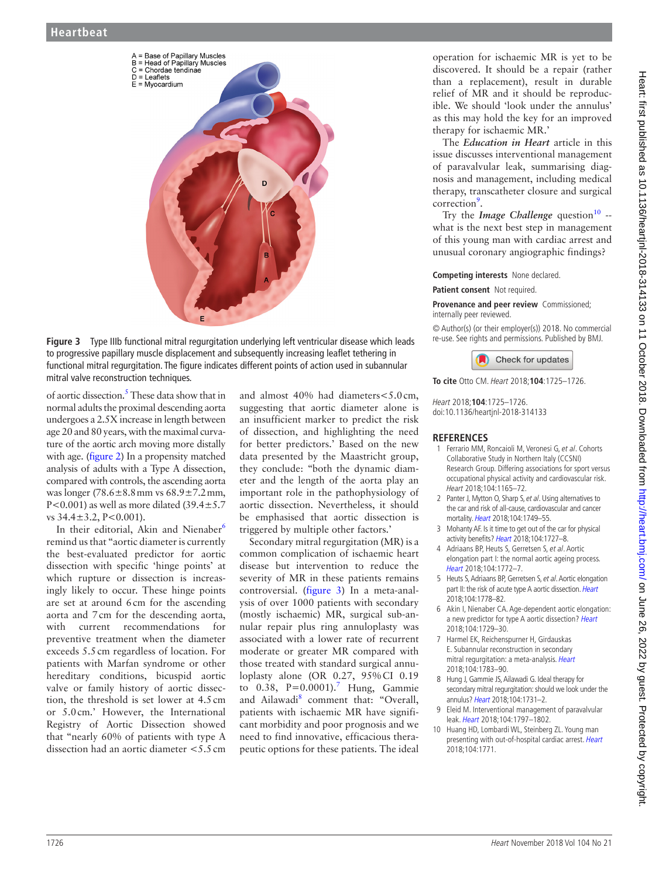A = Base of Papillary Muscles
B = Head of Papillary Muscles
C = Chordae tendinae
D = Leaflets
E = Myocardium

**Figure 3** Type IIIb functional mitral regurgitation underlying left ventricular disease which leads to progressive papillary muscle displacement and subsequently increasing leaflet tethering in functional mitral regurgitation. The figure indicates different points of action used in subannular mitral valve reconstruction techniques.

of aortic dissection.[5] These data show that in normal adults the proximal descending aorta undergoes a 2.5X increase in length between age 20 and 80 years, with the maximal curvature of the aortic arch moving more distally with age. (figure 2) In a propensity matched analysis of adults with a Type A dissection, compared with controls, the ascending aorta was longer (78.6±8.8 mm vs 68.9±7.2 mm, P<0.001) as well as more dilated (39.4±5.7 vs 34.4±3.2, P<0.001).

In their editorial, Akin and Nienaber[6] remind us that "aortic diameter is currently the best-evaluated predictor for aortic dissection with specific 'hinge points' at which rupture or dissection is increasingly likely to occur. These hinge points are set at around 6 cm for the ascending aorta and 7 cm for the descending aorta, with current recommendations for preventive treatment when the diameter exceeds 5.5 cm regardless of location. For patients with Marfan syndrome or other hereditary conditions, bicuspid aortic valve or family history of aortic dissection, the threshold is set lower at 4.5 cm or 5.0 cm.' However, the International Registry of Aortic Dissection showed that "nearly 60% of patients with type A dissection had an aortic diameter <5.5 cm and almost 40% had diameters <5.0 cm, suggesting that aortic diameter alone is an insufficient marker to predict the risk of dissection, and highlighting the need for better predictors.' Based on the new data presented by the Maastricht group, they conclude: "both the dynamic diameter and the length of the aorta play an important role in the pathophysiology of aortic dissection. Nevertheless, it should be emphasised that aortic dissection is triggered by multiple other factors.'

Secondary mitral regurgitation (MR) is a common complication of ischaemic heart disease but intervention to reduce the severity of MR in these patients remains controversial. (figure 3) In a meta-analysis of over 1000 patients with secondary (mostly ischaemic) MR, surgical sub-annular repair plus ring annuloplasty was associated with a lower rate of recurrent moderate or greater MR compared with those treated with standard surgical annuloplasty alone (OR 0.27, 95% CI 0.19 to 0.38, P=0.0001).[7] Hung, Gammie and Ailawadi[8] comment that: "Overall, patients with ischaemic MR have significant morbidity and poor prognosis and we need to find innovative, efficacious therapeutic options for these patients. The ideal operation for ischaemic MR is yet to be discovered. It should be a repair (rather than a replacement), result in durable relief of MR and it should be reproducible. We should 'look under the annulus' as this may hold the key for an improved therapy for ischaemic MR.'

The *Education in Heart* article in this issue discusses interventional management of paravalvular leak, summarising diagnosis and management, including medical therapy, transcatheter closure and surgical correction[9].

Try the *Image Challenge* question[10] -- what is the next best step in management of this young man with cardiac arrest and unusual coronary angiographic findings?

**Competing interests** None declared.

**Patient consent** Not required.

**Provenance and peer review** Commissioned; internally peer reviewed.

© Author(s) (or their employer(s)) 2018. No commercial re-use. See rights and permissions. Published by BMJ.

**To cite** Otto CM. *Heart* 2018;**104**:1725–1726.

*Heart* 2018;**104**:1725–1726.
doi:10.1136/heartjnl-2018-314133

## REFERENCES

1. Ferrario MM, Roncaioli M, Veronesi G, *et al*. Cohorts Collaborative Study in Northern Italy (CCSNI) Research Group. Differing associations for sport versus occupational physical activity and cardiovascular risk. *Heart* 2018;104:1165–72.
2. Panter J, Mytton O, Sharp S, *et al*. Using alternatives to the car and risk of all-cause, cardiovascular and cancer mortality. *Heart* 2018;104:1749–55.
3. Mohanty AF. Is it time to get out of the car for physical activity benefits? *Heart* 2018;104:1727–8.
4. Adriaans BP, Heuts S, Gerretsen S, *et al*. Aortic elongation part I: the normal aortic ageing process. *Heart* 2018;104:1772–7.
5. Heuts S, Adriaans BP, Gerretsen S, *et al*. Aortic elongation part II: the risk of acute type A aortic dissection. *Heart* 2018;104:1778–82.
6. Akin I, Nienaber CA. Age-dependent aortic elongation: a new predictor for type A aortic dissection? *Heart* 2018;104:1729–30.
7. Harmel EK, Reichenspurner H, Girdauskas E. Subannular reconstruction in secondary mitral regurgitation: a meta-analysis. *Heart* 2018;104:1783–90.
8. Hung J, Gammie JS, Ailawadi G. Ideal therapy for secondary mitral regurgitation: should we look under the annulus? *Heart* 2018;104:1731–2.
9. Eleid M. Interventional management of paravalvular leak. *Heart* 2018;104:1797–1802.
10. Huang HD, Lombardi WL, Steinberg ZL. Young man presenting with out-of-hospital cardiac arrest. *Heart* 2018;104:1771.